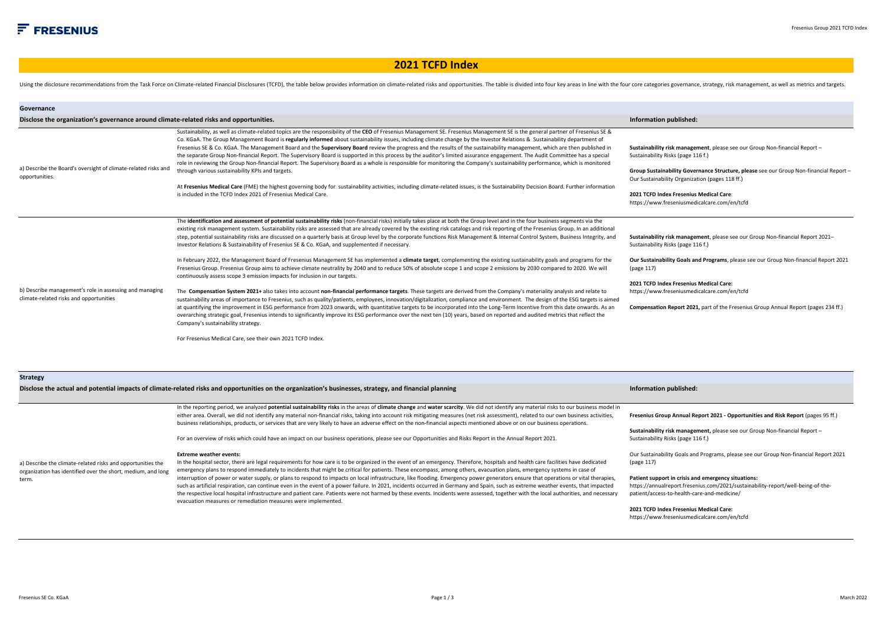# 2021 TCFD Index

Using the disclosure recommendations from the Task Force on Climate-related Financial Disclosures (TCFD), the table below provides information on climate-related risks and opportunities. The table is divided into four key areas in line with the four core categories governance, strategy, risk management, as well as metrics and targets.

## Governance

| Disclose the organization's governance around climate-related risks and opportunities. | | Information published: |
|---|---|---|
| a) Describe the Board's oversight of climate-related risks and opportunities. | Sustainability, as well as climate-related topics are the responsibility of the **CEO** of Fresenius Management SE. Fresenius Management SE is the general partner of Fresenius SE & Co. KGaA. The Group Management Board is **regularly informed** about sustainability issues, including climate change by the Investor Relations & Sustainability department of Fresenius SE & Co. KGaA. The Management Board and the **Supervisory Board** review the progress and the results of the sustainability management, which are then published in the separate Group Non-financial Report. The Supervisory Board is supported in this process by the auditor's limited assurance engagement. The Audit Committee has a special role in reviewing the Group Non-financial Report. The Supervisory Board as a whole is responsible for monitoring the Company's sustainability performance, which is monitored through various sustainability KPIs and targets.<br><br>At **Fresenius Medical Care** (FME) the highest governing body for sustainability activities, including climate-related issues, is the Sustainability Decision Board. Further information is included in the TCFD Index 2021 of Fresenius Medical Care. | **Sustainability risk management**, please see our Group Non-financial Report – Sustainability Risks (page 116 f.)<br><br>**Group Sustainability Governance Structure, please** see our Group Non-financial Report – Our Sustainability Organization (pages 118 ff.)<br><br>**2021 TCFD Index Fresenius Medical Care**: https://www.freseniusmedicalcare.com/en/tcfd |
| b) Describe management's role in assessing and managing climate-related risks and opportunities | The **identification and assessment of potential sustainability risks** (non-financial risks) initially takes place at both the Group level and in the four business segments via the existing risk management system. Sustainability risks are assessed that are already covered by the existing risk catalogs and risk reporting of the Fresenius Group. In an additional step, potential sustainability risks are discussed on a quarterly basis at Group level by the corporate functions Risk Management & Internal Control System, Business Integrity, and Investor Relations & Sustainability of Fresenius SE & Co. KGaA, and supplemented if necessary.<br><br>In February 2022, the Management Board of Fresenius Management SE has implemented a **climate target**, complementing the existing sustainability goals and programs for the Fresenius Group. Fresenius Group aims to achieve climate neutrality by 2040 and to reduce 50% of absolute scope 1 and scope 2 emissions by 2030 compared to 2020. We will continuously assess scope 3 emission impacts for inclusion in our targets.<br><br>The **Compensation System 2021+** also takes into account **non-financial performance targets**. These targets are derived from the Company's materiality analysis and relate to sustainability areas of importance to Fresenius, such as quality/patients, employees, innovation/digitalization, compliance and environment. The design of the ESG targets is aimed at quantifying the improvement in ESG performance from 2023 onwards, with quantitative targets to be incorporated into the Long-Term Incentive from this date onwards. As an overarching strategic goal, Fresenius intends to significantly improve its ESG performance over the next ten (10) years, based on reported and audited metrics that reflect the Company's sustainability strategy.<br><br>For Fresenius Medical Care, see their own 2021 TCFD Index. | **Sustainability risk management**, please see our Group Non-financial Report 2021– Sustainability Risks (page 116 f.)<br><br>**Our Sustainability Goals and Programs**, please see our Group Non-financial Report 2021 (page 117)<br><br>**2021 TCFD Index Fresenius Medical Care:** https://www.freseniusmedicalcare.com/en/tcfd<br><br>**Compensation Report 2021,** part of the Fresenius Group Annual Report (pages 234 ff.) |

## Strategy

| Disclose the actual and potential impacts of climate-related risks and opportunities on the organization's businesses, strategy, and financial planning | | Information published: |
|---|---|---|
| a) Describe the climate-related risks and opportunities the organization has identified over the short, medium, and long term. | In the reporting period, we analyzed **potential sustainability risks** in the areas of **climate change** and **water scarcity**. We did not identify any material risks to our business model in either area. Overall, we did not identify any material non-financial risks, taking into account risk mitigating measures (net risk assessment), related to our own business activities, business relationships, products, or services that are very likely to have an adverse effect on the non-financial aspects mentioned above or on our business operations.<br><br>For an overview of risks which could have an impact on our business operations, please see our Opportunities and Risks Report in the Annual Report 2021.<br><br>**Extreme weather events:**<br>In the hospital sector, there are legal requirements for how care is to be organized in the event of an emergency. Therefore, hospitals and health care facilities have dedicated emergency plans to respond immediately to incidents that might be critical for patients. These encompass, among others, evacuation plans, emergency systems in case of interruption of power or water supply, or plans to respond to impacts on local infrastructure, like flooding. Emergency power generators ensure that operations or vital therapies, such as artificial respiration, can continue even in the event of a power failure. In 2021, incidents occurred in Germany and Spain, such as extreme weather events, that impacted the respective local hospital infrastructure and patient care. Patients were not harmed by these events. Incidents were assessed, together with the local authorities, and necessary evacuation measures or remediation measures were implemented. | **Fresenius Group Annual Report 2021 - Opportunities and Risk Report** (pages 95 ff.)<br><br>**Sustainability risk management,** please see our Group Non-financial Report – Sustainability Risks (page 116 f.)<br><br>Our Sustainability Goals and Programs, please see our Group Non-financial Report 2021 (page 117)<br><br>**Patient support in crisis and emergency situations:** https://annualreport.fresenius.com/2021/sustainability-report/well-being-of-the-patient/access-to-health-care-and-medicine/<br><br>**2021 TCFD Index Fresenius Medical Care:** https://www.freseniusmedicalcare.com/en/tcfd |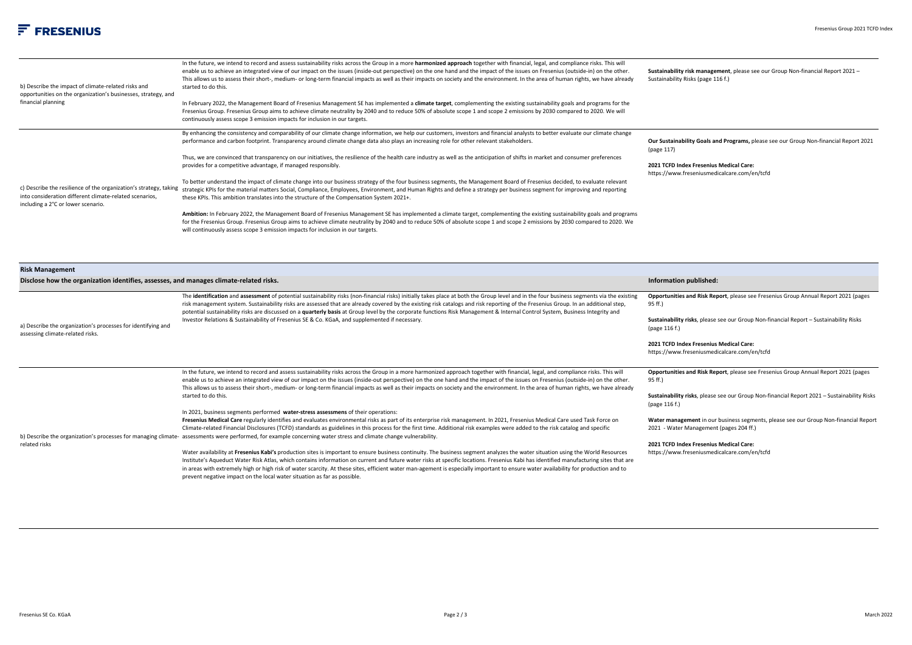| | | |
|---|---|---|
| b) Describe the impact of climate-related risks and opportunities on the organization's businesses, strategy, and financial planning | In the future, we intend to record and assess sustainability risks across the Group in a more **harmonized approach** together with financial, legal, and compliance risks. This will enable us to achieve an integrated view of our impact on the issues (inside-out perspective) on the one hand and the impact of the issues on Fresenius (outside-in) on the other. This allows us to assess their short-, medium- or long-term financial impacts as well as their impacts on society and the environment. In the area of human rights, we have already started to do this.<br><br>In February 2022, the Management Board of Fresenius Management SE has implemented a **climate target**, complementing the existing sustainability goals and programs for the Fresenius Group. Fresenius Group aims to achieve climate neutrality by 2040 and to reduce 50% of absolute scope 1 and scope 2 emissions by 2030 compared to 2020. We will continuously assess scope 3 emission impacts for inclusion in our targets. | **Sustainability risk management**, please see our Group Non-financial Report 2021 – Sustainability Risks (page 116 f.) |
| c) Describe the resilience of the organization's strategy, taking into consideration different climate-related scenarios, including a 2°C or lower scenario. | By enhancing the consistency and comparability of our climate change information, we help our customers, investors and financial analysts to better evaluate our climate change performance and carbon footprint. Transparency around climate change data also plays an increasing role for other relevant stakeholders.<br><br>Thus, we are convinced that transparency on our initiatives, the resilience of the health care industry as well as the anticipation of shifts in market and consumer preferences provides for a competitive advantage, if managed responsibly.<br><br>To better understand the impact of climate change into our business strategy of the four business segments, the Management Board of Fresenius decided, to evaluate relevant strategic KPIs for the material matters Social, Compliance, Employees, Environment, and Human Rights and define a strategy per business segment for improving and reporting these KPIs. This ambition translates into the structure of the Compensation System 2021+.<br><br>**Ambition:** In February 2022, the Management Board of Fresenius Management SE has implemented a climate target, complementing the existing sustainability goals and programs for the Fresenius Group. Fresenius Group aims to achieve climate neutrality by 2040 and to reduce 50% of absolute scope 1 and scope 2 emissions by 2030 compared to 2020. We will continuously assess scope 3 emission impacts for inclusion in our targets. | **Our Sustainability Goals and Programs,** please see our Group Non-financial Report 2021 (page 117)<br><br>**2021 TCFD Index Fresenius Medical Care:** https://www.freseniusmedicalcare.com/en/tcfd |

## Risk Management

| Disclose how the organization identifies, assesses, and manages climate-related risks. | | Information published: |
|---|---|---|
| a) Describe the organization's processes for identifying and assessing climate-related risks. | The **identification** and **assessment** of potential sustainability risks (non-financial risks) initially takes place at both the Group level and in the four business segments via the existing risk management system. Sustainability risks are assessed that are already covered by the existing risk catalogs and risk reporting of the Fresenius Group. In an additional step, potential sustainability risks are discussed on a **quarterly basis** at Group level by the corporate functions Risk Management & Internal Control System, Business Integrity and Investor Relations & Sustainability of Fresenius SE & Co. KGaA, and supplemented if necessary. | **Opportunities and Risk Report**, please see Fresenius Group Annual Report 2021 (pages 95 ff.)<br><br>**Sustainability risks**, please see our Group Non-financial Report – Sustainability Risks (page 116 f.)<br><br>**2021 TCFD Index Fresenius Medical Care:** https://www.freseniusmedicalcare.com/en/tcfd |
| b) Describe the organization's processes for managing climate-related risks | In the future, we intend to record and assess sustainability risks across the Group in a more harmonized approach together with financial, legal, and compliance risks. This will enable us to achieve an integrated view of our impact on the issues (inside-out perspective) on the one hand and the impact of the issues on Fresenius (outside-in) on the other. This allows us to assess their short-, medium- or long-term financial impacts as well as their impacts on society and the environment. In the area of human rights, we have already started to do this.<br><br>In 2021, business segments performed **water-stress assessmens** of their operations:<br>**Fresenius Medical Care** regularly identifies and evaluates environmental risks as part of its enterprise risk management. In 2021, Fresenius Medical Care used Task Force on Climate-related Financial Disclosures (TCFD) standards as guidelines in this process for the first time. Additional risk examples were added to the risk catalog and specific assessments were performed, for example concerning water stress and climate change vulnerability.<br><br>Water availability at **Fresenius Kabi's** production sites is important to ensure business continuity. The business segment analyzes the water situation using the World Resources Institute's Aqueduct Water Risk Atlas, which contains information on current and future water risks at specific locations. Fresenius Kabi has identified manufacturing sites that are in areas with extremely high or high risk of water scarcity. At these sites, efficient water man-agement is especially important to ensure water availability for production and to prevent negative impact on the local water situation as far as possible. | **Opportunities and Risk Report**, please see Fresenius Group Annual Report 2021 (pages 95 ff.)<br><br>**Sustainability risks**, please see our Group Non-financial Report 2021 – Sustainability Risks (page 116 f.)<br><br>**Water management** in our business segments, please see our Group Non-financial Report 2021 - Water Management (pages 204 ff.)<br><br>**2021 TCFD Index Fresenius Medical Care:** https://www.freseniusmedicalcare.com/en/tcfd |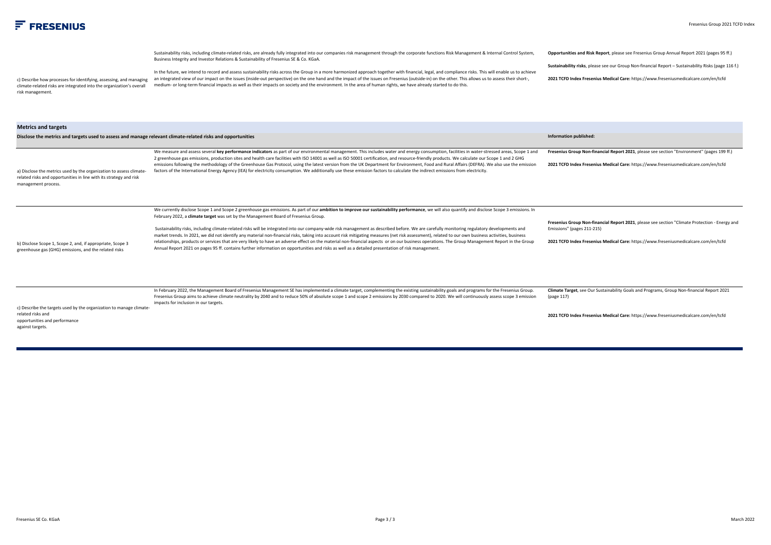| | | |
|---|---|---|
| c) Describe how processes for identifying, assessing, and managing climate-related risks are integrated into the organization's overall risk management. | Sustainability risks, including climate-related risks, are already fully integrated into our companies risk management through the corporate functions Risk Management & Internal Control System, Business Integrity and Investor Relations & Sustainability of Fresenius SE & Co. KGaA.<br><br>In the future, we intend to record and assess sustainability risks across the Group in a more harmonized approach together with financial, legal, and compliance risks. This will enable us to achieve an integrated view of our impact on the issues (inside-out perspective) on the one hand and the impact of the issues on Fresenius (outside-in) on the other. This allows us to assess their short-, medium- or long-term financial impacts as well as their impacts on society and the environment. In the area of human rights, we have already started to do this. | **Opportunities and Risk Report**, please see Fresenius Group Annual Report 2021 (pages 95 ff.)<br><br>**Sustainability risks**, please see our Group Non-financial Report – Sustainability Risks (page 116 f.)<br><br>**2021 TCFD Index Fresenius Medical Care:** https://www.freseniusmedicalcare.com/en/tcfd |

## Metrics and targets

| Disclose the metrics and targets used to assess and manage relevant climate-related risks and opportunities | | Information published: |
|---|---|---|
| a) Disclose the metrics used by the organization to assess climate-related risks and opportunities in line with its strategy and risk management process. | We measure and assess several **key performance indicators** as part of our environmental management. This includes water and energy consumption, facilities in water-stressed areas, Scope 1 and 2 greenhouse gas emissions, production sites and health care facilities with ISO 14001 as well as ISO 50001 certification, and resource-friendly products. We calculate our Scope 1 and 2 GHG emissions following the methodology of the Greenhouse Gas Protocol, using the latest version from the UK Department for Environment, Food and Rural Affairs (DEFRA). We also use the emission factors of the International Energy Agency (IEA) for electricity consumption. We additionally use these emission factors to calculate the indirect emissions from electricity. | **Fresenius Group Non-financial Report 2021**, please see section "Environment" (pages 199 ff.)<br><br>**2021 TCFD Index Fresenius Medical Care:** https://www.freseniusmedicalcare.com/en/tcfd |
| b) Disclose Scope 1, Scope 2, and, if appropriate, Scope 3 greenhouse gas (GHG) emissions, and the related risks | We currently disclose Scope 1 and Scope 2 greenhouse gas emissions. As part of our **ambition to improve our sustainability performance**, we will also quantify and disclose Scope 3 emissions. In February 2022, a **climate target** was set by the Management Board of Fresenius Group.<br><br>Sustainability risks, including climate-related risks will be integrated into our company-wide risk management as described before. We are carefully monitoring regulatory developments and market trends. In 2021, we did not identify any material non-financial risks, taking into account risk mitigating measures (net risk assessment), related to our own business activities, business relationships, products or services that are very likely to have an adverse effect on the material non-financial aspects or on our business operations. The Group Management Report in the Group Annual Report 2021 on pages 95 ff. contains further information on opportunities and risks as well as a detailed presentation of risk management. | **Fresenius Group Non-financial Report 2021**, please see section "Climate Protection - Energy and Emissions" (pages 211-215)<br><br>**2021 TCFD Index Fresenius Medical Care:** https://www.freseniusmedicalcare.com/en/tcfd |
| c) Describe the targets used by the organization to manage climate-related risks and opportunities and performance against targets. | In February 2022, the Management Board of Fresenius Management SE has implemented a climate target, complementing the existing sustainability goals and programs for the Fresenius Group. Fresenius Group aims to achieve climate neutrality by 2040 and to reduce 50% of absolute scope 1 and scope 2 emissions by 2030 compared to 2020. We will continuously assess scope 3 emission impacts for inclusion in our targets. | **Climate Target**, see Our Sustainability Goals and Programs, Group Non-financial Report 2021 (page 117)<br><br>**2021 TCFD Index Fresenius Medical Care:** https://www.freseniusmedicalcare.com/en/tcfd |